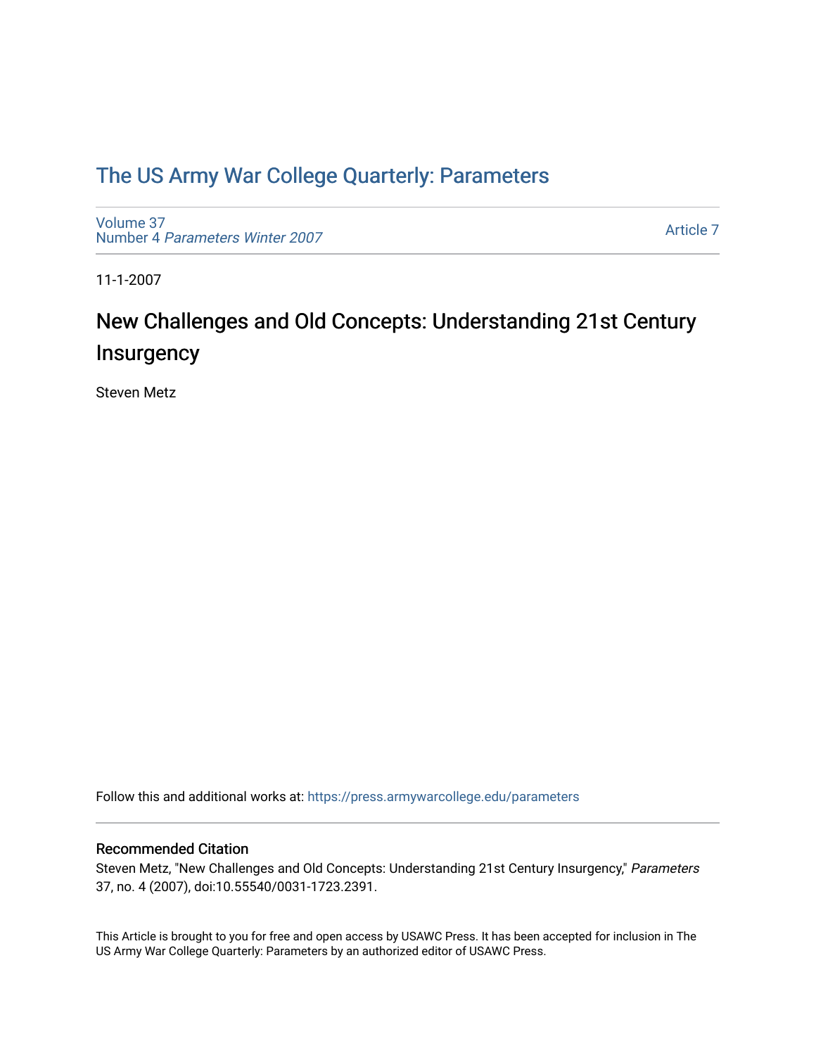# The US Army War College Quarterly: Parameters

Volume 37
Number 4 *Parameters Winter 2007*

Article 7

11-1-2007

## New Challenges and Old Concepts: Understanding 21st Century Insurgency

Steven Metz

Follow this and additional works at: https://press.armywarcollege.edu/parameters

### Recommended Citation

Steven Metz, "New Challenges and Old Concepts: Understanding 21st Century Insurgency," *Parameters* 37, no. 4 (2007), doi:10.55540/0031-1723.2391.

This Article is brought to you for free and open access by USAWC Press. It has been accepted for inclusion in The US Army War College Quarterly: Parameters by an authorized editor of USAWC Press.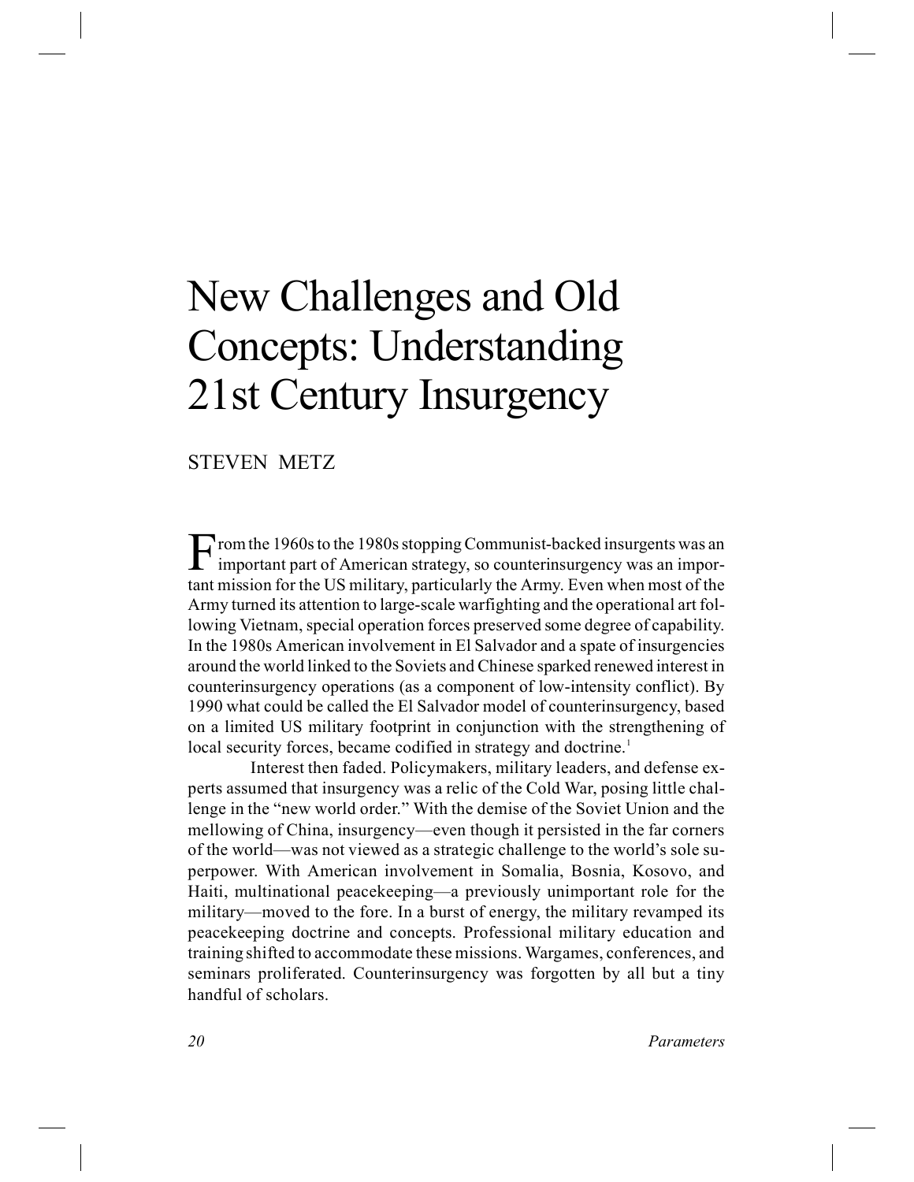# New Challenges and Old Concepts: Understanding 21st Century Insurgency

STEVEN METZ

From the 1960s to the 1980s stopping Communist-backed insurgents was an important part of American strategy, so counterinsurgency was an important mission for the US military, particularly the Army. Even when most of the Army turned its attention to large-scale warfighting and the operational art following Vietnam, special operation forces preserved some degree of capability. In the 1980s American involvement in El Salvador and a spate of insurgencies around the world linked to the Soviets and Chinese sparked renewed interest in counterinsurgency operations (as a component of low-intensity conflict). By 1990 what could be called the El Salvador model of counterinsurgency, based on a limited US military footprint in conjunction with the strengthening of local security forces, became codified in strategy and doctrine.[1]

Interest then faded. Policymakers, military leaders, and defense experts assumed that insurgency was a relic of the Cold War, posing little challenge in the "new world order." With the demise of the Soviet Union and the mellowing of China, insurgency—even though it persisted in the far corners of the world—was not viewed as a strategic challenge to the world's sole superpower. With American involvement in Somalia, Bosnia, Kosovo, and Haiti, multinational peacekeeping—a previously unimportant role for the military—moved to the fore. In a burst of energy, the military revamped its peacekeeping doctrine and concepts. Professional military education and training shifted to accommodate these missions. Wargames, conferences, and seminars proliferated. Counterinsurgency was forgotten by all but a tiny handful of scholars.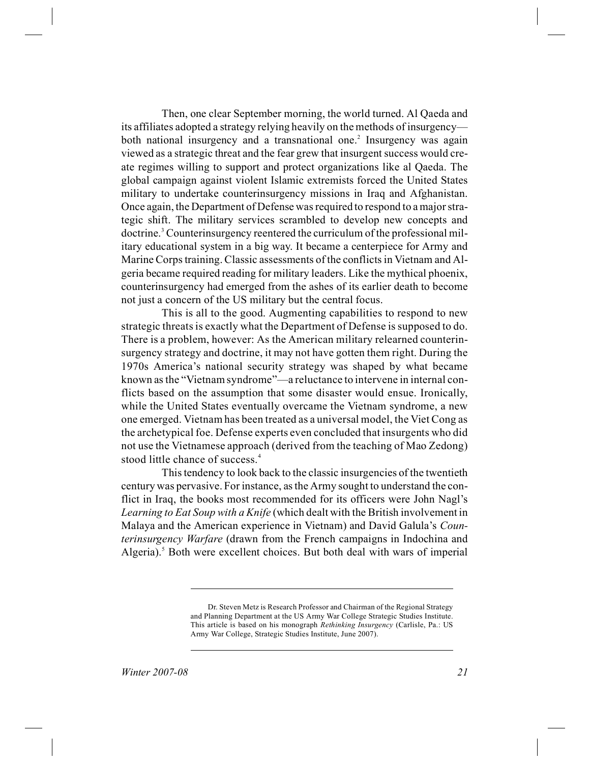Then, one clear September morning, the world turned. Al Qaeda and its affiliates adopted a strategy relying heavily on the methods of insurgency—both national insurgency and a transnational one.[2] Insurgency was again viewed as a strategic threat and the fear grew that insurgent success would create regimes willing to support and protect organizations like al Qaeda. The global campaign against violent Islamic extremists forced the United States military to undertake counterinsurgency missions in Iraq and Afghanistan. Once again, the Department of Defense was required to respond to a major strategic shift. The military services scrambled to develop new concepts and doctrine.[3] Counterinsurgency reentered the curriculum of the professional military educational system in a big way. It became a centerpiece for Army and Marine Corps training. Classic assessments of the conflicts in Vietnam and Algeria became required reading for military leaders. Like the mythical phoenix, counterinsurgency had emerged from the ashes of its earlier death to become not just a concern of the US military but the central focus.

This is all to the good. Augmenting capabilities to respond to new strategic threats is exactly what the Department of Defense is supposed to do. There is a problem, however: As the American military relearned counterinsurgency strategy and doctrine, it may not have gotten them right. During the 1970s America's national security strategy was shaped by what became known as the "Vietnam syndrome"—a reluctance to intervene in internal conflicts based on the assumption that some disaster would ensue. Ironically, while the United States eventually overcame the Vietnam syndrome, a new one emerged. Vietnam has been treated as a universal model, the Viet Cong as the archetypical foe. Defense experts even concluded that insurgents who did not use the Vietnamese approach (derived from the teaching of Mao Zedong) stood little chance of success.[4]

This tendency to look back to the classic insurgencies of the twentieth century was pervasive. For instance, as the Army sought to understand the conflict in Iraq, the books most recommended for its officers were John Nagl's *Learning to Eat Soup with a Knife* (which dealt with the British involvement in Malaya and the American experience in Vietnam) and David Galula's *Counterinsurgency Warfare* (drawn from the French campaigns in Indochina and Algeria).[5] Both were excellent choices. But both deal with wars of imperial

---

Dr. Steven Metz is Research Professor and Chairman of the Regional Strategy and Planning Department at the US Army War College Strategic Studies Institute. This article is based on his monograph *Rethinking Insurgency* (Carlisle, Pa.: US Army War College, Strategic Studies Institute, June 2007).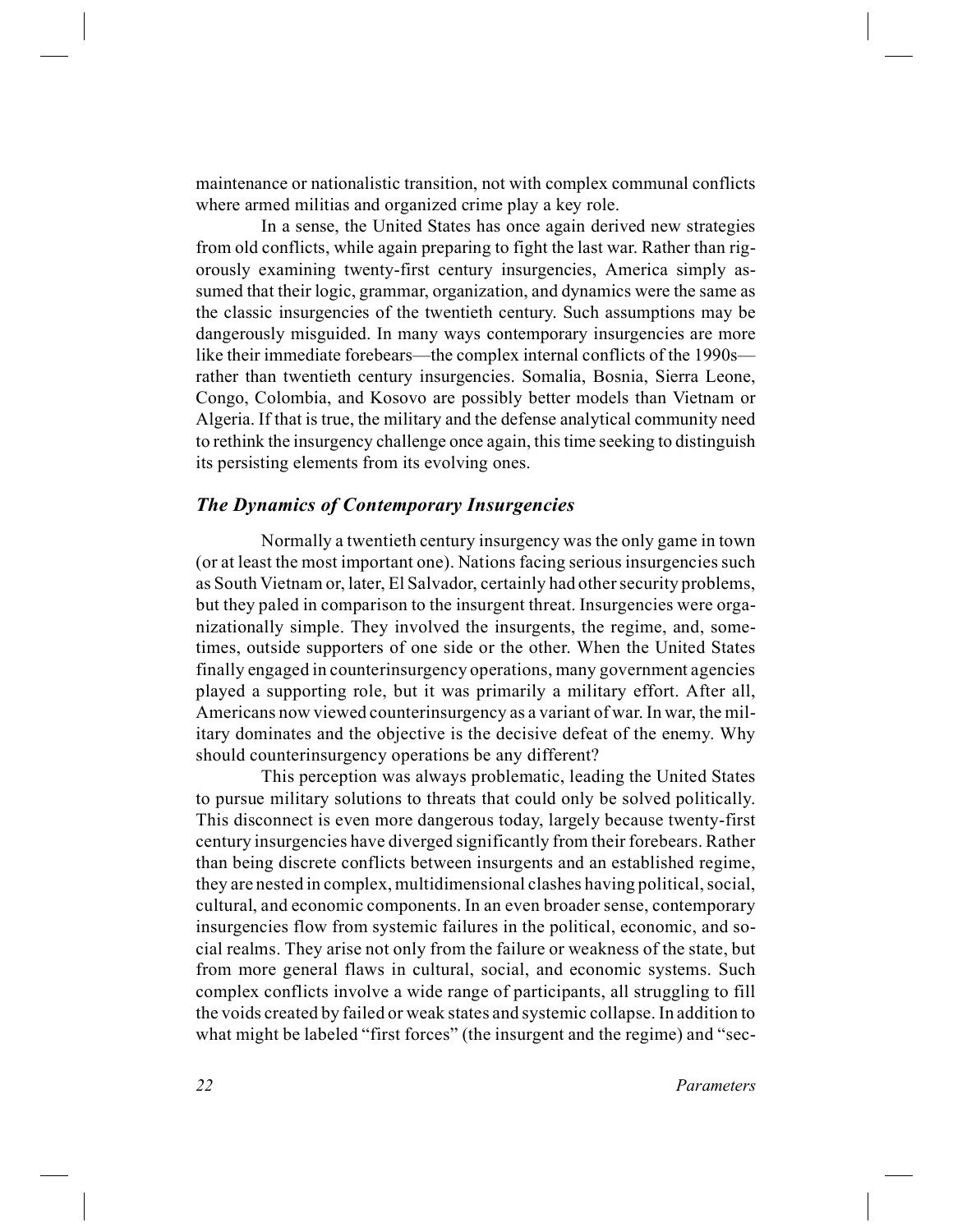maintenance or nationalistic transition, not with complex communal conflicts where armed militias and organized crime play a key role.

In a sense, the United States has once again derived new strategies from old conflicts, while again preparing to fight the last war. Rather than rigorously examining twenty-first century insurgencies, America simply assumed that their logic, grammar, organization, and dynamics were the same as the classic insurgencies of the twentieth century. Such assumptions may be dangerously misguided. In many ways contemporary insurgencies are more like their immediate forebears—the complex internal conflicts of the 1990s—rather than twentieth century insurgencies. Somalia, Bosnia, Sierra Leone, Congo, Colombia, and Kosovo are possibly better models than Vietnam or Algeria. If that is true, the military and the defense analytical community need to rethink the insurgency challenge once again, this time seeking to distinguish its persisting elements from its evolving ones.

### *The Dynamics of Contemporary Insurgencies*

Normally a twentieth century insurgency was the only game in town (or at least the most important one). Nations facing serious insurgencies such as South Vietnam or, later, El Salvador, certainly had other security problems, but they paled in comparison to the insurgent threat. Insurgencies were organizationally simple. They involved the insurgents, the regime, and, sometimes, outside supporters of one side or the other. When the United States finally engaged in counterinsurgency operations, many government agencies played a supporting role, but it was primarily a military effort. After all, Americans now viewed counterinsurgency as a variant of war. In war, the military dominates and the objective is the decisive defeat of the enemy. Why should counterinsurgency operations be any different?

This perception was always problematic, leading the United States to pursue military solutions to threats that could only be solved politically. This disconnect is even more dangerous today, largely because twenty-first century insurgencies have diverged significantly from their forebears. Rather than being discrete conflicts between insurgents and an established regime, they are nested in complex, multidimensional clashes having political, social, cultural, and economic components. In an even broader sense, contemporary insurgencies flow from systemic failures in the political, economic, and social realms. They arise not only from the failure or weakness of the state, but from more general flaws in cultural, social, and economic systems. Such complex conflicts involve a wide range of participants, all struggling to fill the voids created by failed or weak states and systemic collapse. In addition to what might be labeled "first forces" (the insurgent and the regime) and "sec-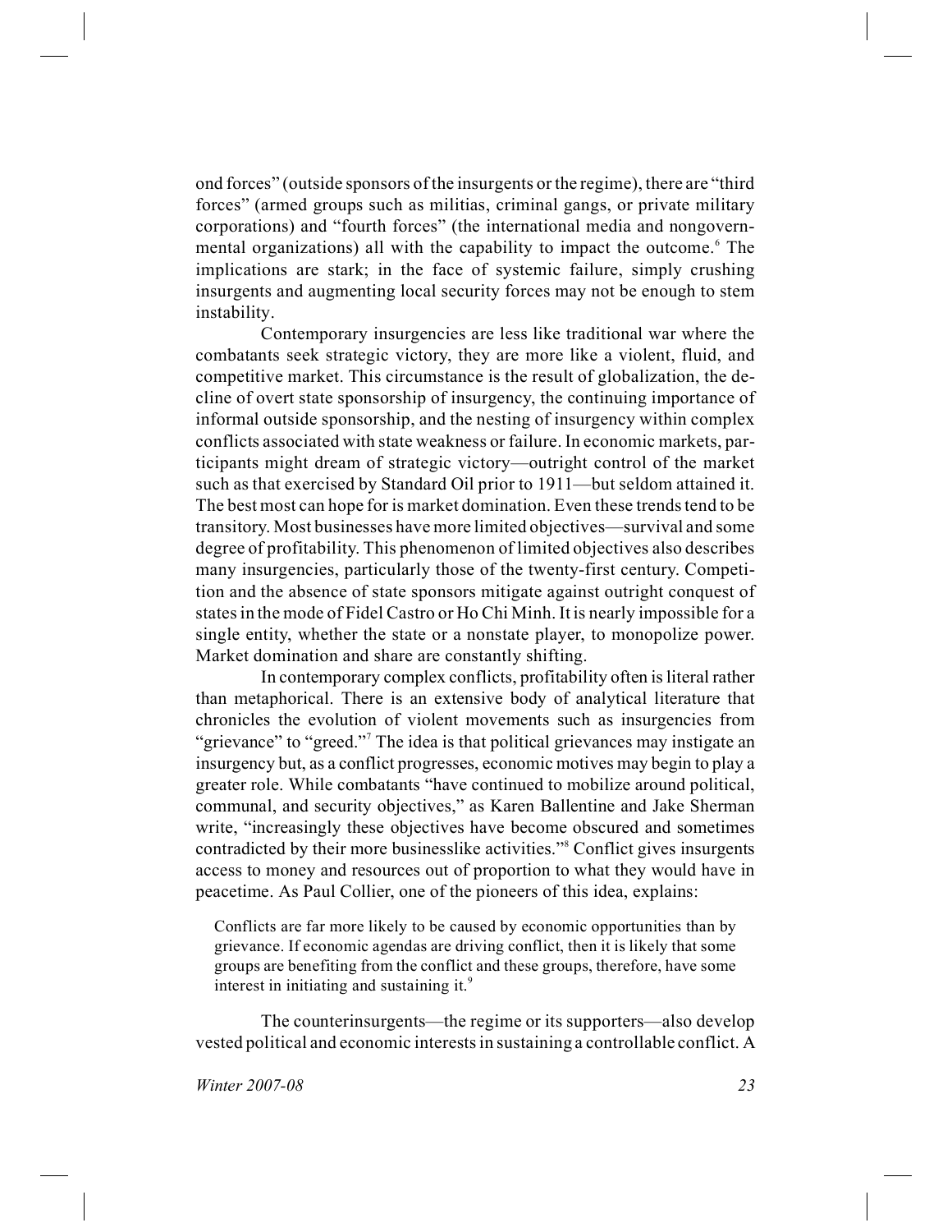ond forces" (outside sponsors of the insurgents or the regime), there are "third forces" (armed groups such as militias, criminal gangs, or private military corporations) and "fourth forces" (the international media and nongovernmental organizations) all with the capability to impact the outcome.[6] The implications are stark; in the face of systemic failure, simply crushing insurgents and augmenting local security forces may not be enough to stem instability.

Contemporary insurgencies are less like traditional war where the combatants seek strategic victory, they are more like a violent, fluid, and competitive market. This circumstance is the result of globalization, the decline of overt state sponsorship of insurgency, the continuing importance of informal outside sponsorship, and the nesting of insurgency within complex conflicts associated with state weakness or failure. In economic markets, participants might dream of strategic victory—outright control of the market such as that exercised by Standard Oil prior to 1911—but seldom attained it. The best most can hope for is market domination. Even these trends tend to be transitory. Most businesses have more limited objectives—survival and some degree of profitability. This phenomenon of limited objectives also describes many insurgencies, particularly those of the twenty-first century. Competition and the absence of state sponsors mitigate against outright conquest of states in the mode of Fidel Castro or Ho Chi Minh. It is nearly impossible for a single entity, whether the state or a nonstate player, to monopolize power. Market domination and share are constantly shifting.

In contemporary complex conflicts, profitability often is literal rather than metaphorical. There is an extensive body of analytical literature that chronicles the evolution of violent movements such as insurgencies from "grievance" to "greed."[7] The idea is that political grievances may instigate an insurgency but, as a conflict progresses, economic motives may begin to play a greater role. While combatants "have continued to mobilize around political, communal, and security objectives," as Karen Ballentine and Jake Sherman write, "increasingly these objectives have become obscured and sometimes contradicted by their more businesslike activities."[8] Conflict gives insurgents access to money and resources out of proportion to what they would have in peacetime. As Paul Collier, one of the pioneers of this idea, explains:

> Conflicts are far more likely to be caused by economic opportunities than by grievance. If economic agendas are driving conflict, then it is likely that some groups are benefiting from the conflict and these groups, therefore, have some interest in initiating and sustaining it.[9]

The counterinsurgents—the regime or its supporters—also develop vested political and economic interests in sustaining a controllable conflict. A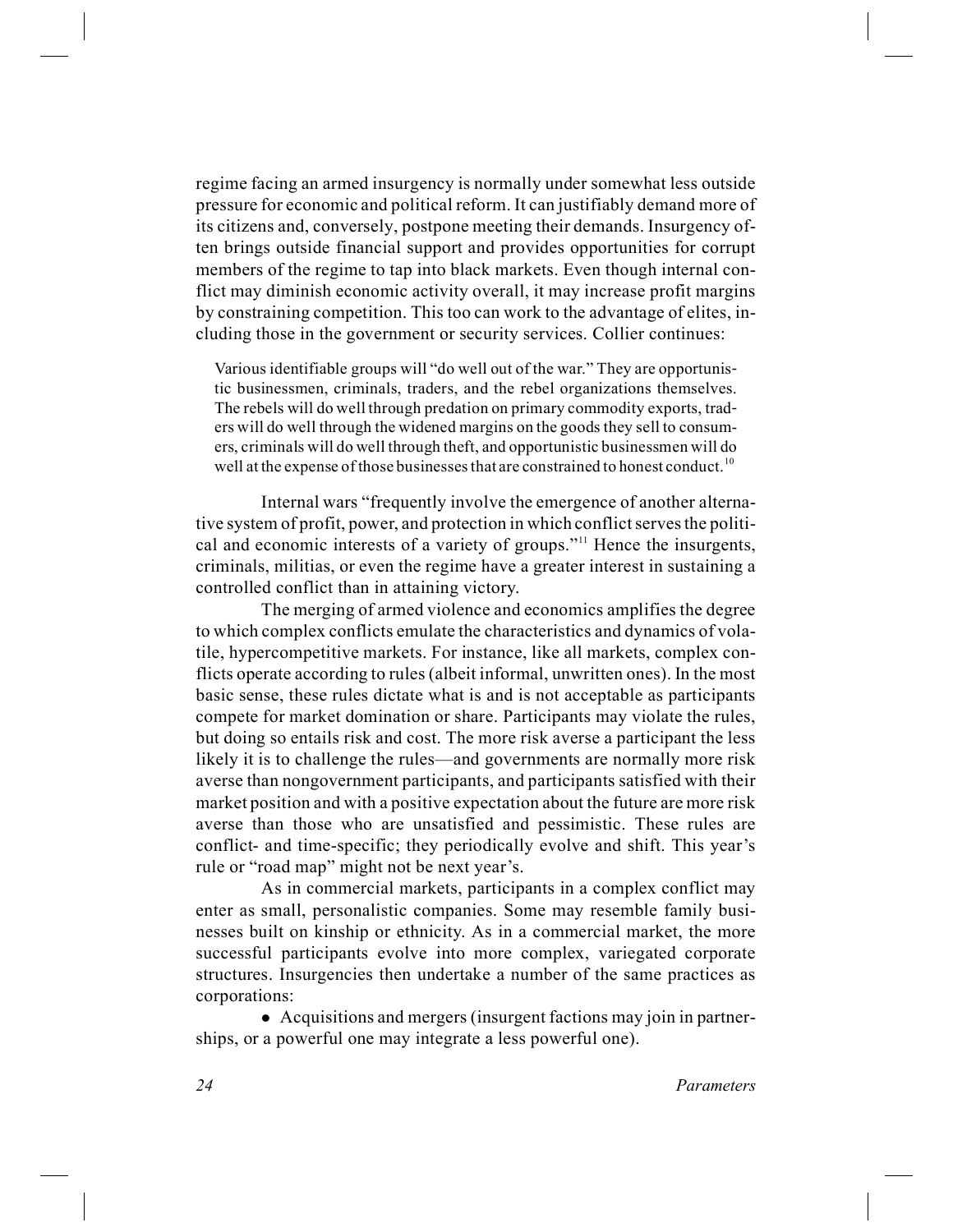regime facing an armed insurgency is normally under somewhat less outside pressure for economic and political reform. It can justifiably demand more of its citizens and, conversely, postpone meeting their demands. Insurgency often brings outside financial support and provides opportunities for corrupt members of the regime to tap into black markets. Even though internal conflict may diminish economic activity overall, it may increase profit margins by constraining competition. This too can work to the advantage of elites, including those in the government or security services. Collier continues:

> Various identifiable groups will "do well out of the war." They are opportunistic businessmen, criminals, traders, and the rebel organizations themselves. The rebels will do well through predation on primary commodity exports, traders will do well through the widened margins on the goods they sell to consumers, criminals will do well through theft, and opportunistic businessmen will do well at the expense of those businesses that are constrained to honest conduct.[10]

Internal wars "frequently involve the emergence of another alternative system of profit, power, and protection in which conflict serves the political and economic interests of a variety of groups."[11] Hence the insurgents, criminals, militias, or even the regime have a greater interest in sustaining a controlled conflict than in attaining victory.

The merging of armed violence and economics amplifies the degree to which complex conflicts emulate the characteristics and dynamics of volatile, hypercompetitive markets. For instance, like all markets, complex conflicts operate according to rules (albeit informal, unwritten ones). In the most basic sense, these rules dictate what is and is not acceptable as participants compete for market domination or share. Participants may violate the rules, but doing so entails risk and cost. The more risk averse a participant the less likely it is to challenge the rules—and governments are normally more risk averse than nongovernment participants, and participants satisfied with their market position and with a positive expectation about the future are more risk averse than those who are unsatisfied and pessimistic. These rules are conflict- and time-specific; they periodically evolve and shift. This year's rule or "road map" might not be next year's.

As in commercial markets, participants in a complex conflict may enter as small, personalistic companies. Some may resemble family businesses built on kinship or ethnicity. As in a commercial market, the more successful participants evolve into more complex, variegated corporate structures. Insurgencies then undertake a number of the same practices as corporations:

- Acquisitions and mergers (insurgent factions may join in partnerships, or a powerful one may integrate a less powerful one).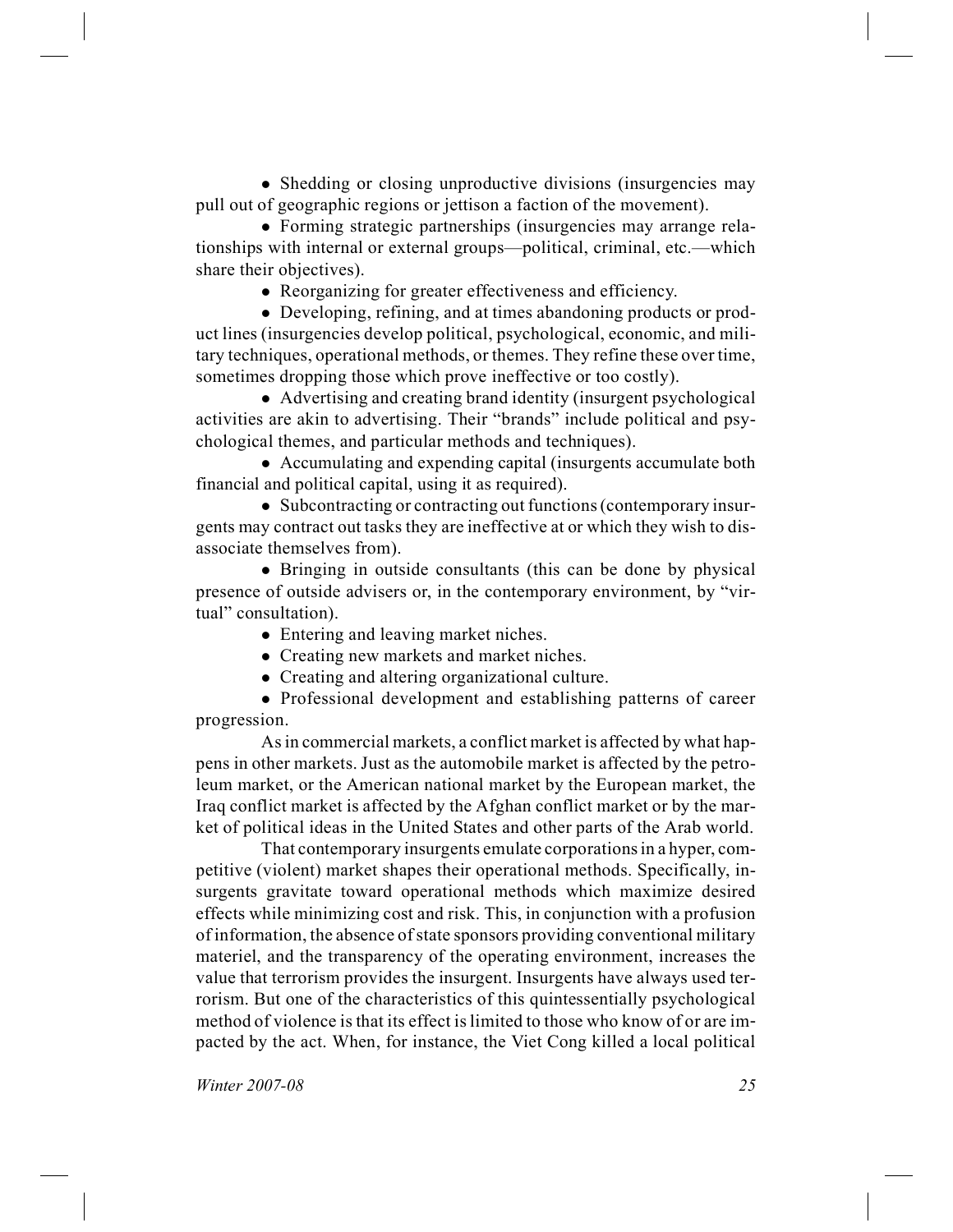- Shedding or closing unproductive divisions (insurgencies may pull out of geographic regions or jettison a faction of the movement).
- Forming strategic partnerships (insurgencies may arrange relationships with internal or external groups—political, criminal, etc.—which share their objectives).
- Reorganizing for greater effectiveness and efficiency.
- Developing, refining, and at times abandoning products or product lines (insurgencies develop political, psychological, economic, and military techniques, operational methods, or themes. They refine these over time, sometimes dropping those which prove ineffective or too costly).
- Advertising and creating brand identity (insurgent psychological activities are akin to advertising. Their "brands" include political and psychological themes, and particular methods and techniques).
- Accumulating and expending capital (insurgents accumulate both financial and political capital, using it as required).
- Subcontracting or contracting out functions (contemporary insurgents may contract out tasks they are ineffective at or which they wish to disassociate themselves from).
- Bringing in outside consultants (this can be done by physical presence of outside advisers or, in the contemporary environment, by "virtual" consultation).
- Entering and leaving market niches.
- Creating new markets and market niches.
- Creating and altering organizational culture.
- Professional development and establishing patterns of career progression.

As in commercial markets, a conflict market is affected by what happens in other markets. Just as the automobile market is affected by the petroleum market, or the American national market by the European market, the Iraq conflict market is affected by the Afghan conflict market or by the market of political ideas in the United States and other parts of the Arab world.

That contemporary insurgents emulate corporations in a hyper, competitive (violent) market shapes their operational methods. Specifically, insurgents gravitate toward operational methods which maximize desired effects while minimizing cost and risk. This, in conjunction with a profusion of information, the absence of state sponsors providing conventional military materiel, and the transparency of the operating environment, increases the value that terrorism provides the insurgent. Insurgents have always used terrorism. But one of the characteristics of this quintessentially psychological method of violence is that its effect is limited to those who know of or are impacted by the act. When, for instance, the Viet Cong killed a local political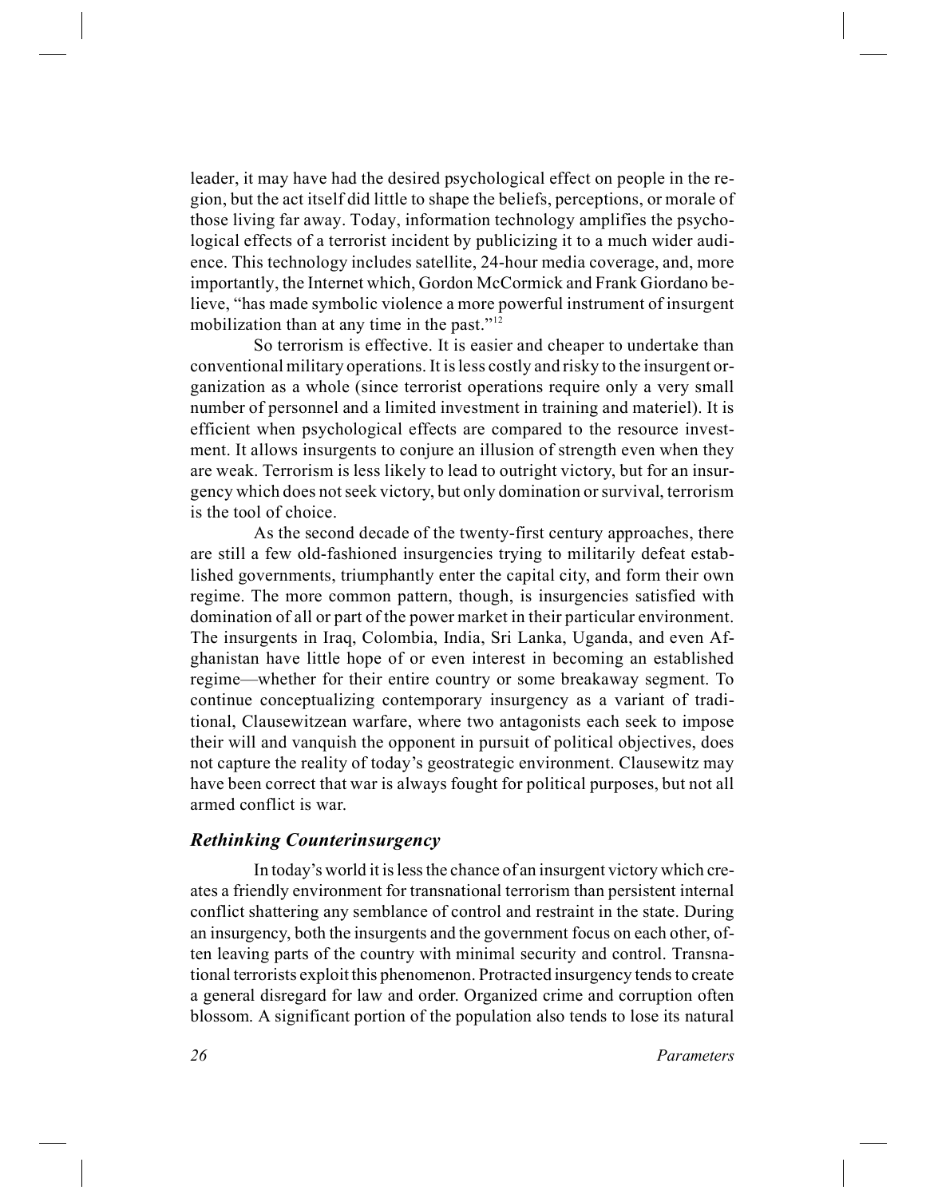leader, it may have had the desired psychological effect on people in the region, but the act itself did little to shape the beliefs, perceptions, or morale of those living far away. Today, information technology amplifies the psychological effects of a terrorist incident by publicizing it to a much wider audience. This technology includes satellite, 24-hour media coverage, and, more importantly, the Internet which, Gordon McCormick and Frank Giordano believe, "has made symbolic violence a more powerful instrument of insurgent mobilization than at any time in the past."[12]

So terrorism is effective. It is easier and cheaper to undertake than conventional military operations. It is less costly and risky to the insurgent organization as a whole (since terrorist operations require only a very small number of personnel and a limited investment in training and materiel). It is efficient when psychological effects are compared to the resource investment. It allows insurgents to conjure an illusion of strength even when they are weak. Terrorism is less likely to lead to outright victory, but for an insurgency which does not seek victory, but only domination or survival, terrorism is the tool of choice.

As the second decade of the twenty-first century approaches, there are still a few old-fashioned insurgencies trying to militarily defeat established governments, triumphantly enter the capital city, and form their own regime. The more common pattern, though, is insurgencies satisfied with domination of all or part of the power market in their particular environment. The insurgents in Iraq, Colombia, India, Sri Lanka, Uganda, and even Afghanistan have little hope of or even interest in becoming an established regime—whether for their entire country or some breakaway segment. To continue conceptualizing contemporary insurgency as a variant of traditional, Clausewitzean warfare, where two antagonists each seek to impose their will and vanquish the opponent in pursuit of political objectives, does not capture the reality of today's geostrategic environment. Clausewitz may have been correct that war is always fought for political purposes, but not all armed conflict is war.

## *Rethinking Counterinsurgency*

In today's world it is less the chance of an insurgent victory which creates a friendly environment for transnational terrorism than persistent internal conflict shattering any semblance of control and restraint in the state. During an insurgency, both the insurgents and the government focus on each other, often leaving parts of the country with minimal security and control. Transnational terrorists exploit this phenomenon. Protracted insurgency tends to create a general disregard for law and order. Organized crime and corruption often blossom. A significant portion of the population also tends to lose its natural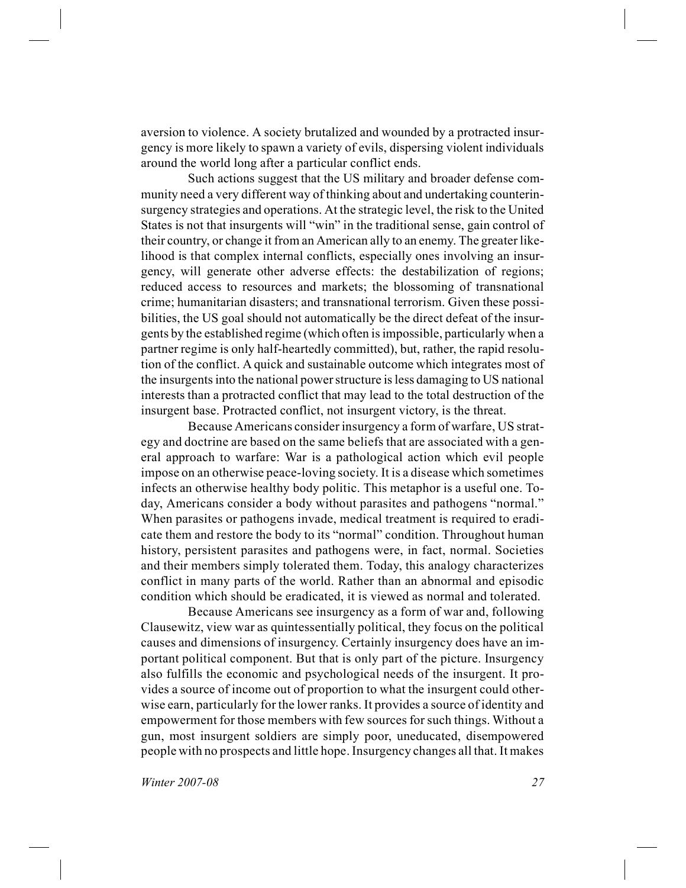aversion to violence. A society brutalized and wounded by a protracted insurgency is more likely to spawn a variety of evils, dispersing violent individuals around the world long after a particular conflict ends.

Such actions suggest that the US military and broader defense community need a very different way of thinking about and undertaking counterinsurgency strategies and operations. At the strategic level, the risk to the United States is not that insurgents will "win" in the traditional sense, gain control of their country, or change it from an American ally to an enemy. The greater likelihood is that complex internal conflicts, especially ones involving an insurgency, will generate other adverse effects: the destabilization of regions; reduced access to resources and markets; the blossoming of transnational crime; humanitarian disasters; and transnational terrorism. Given these possibilities, the US goal should not automatically be the direct defeat of the insurgents by the established regime (which often is impossible, particularly when a partner regime is only half-heartedly committed), but, rather, the rapid resolution of the conflict. A quick and sustainable outcome which integrates most of the insurgents into the national power structure is less damaging to US national interests than a protracted conflict that may lead to the total destruction of the insurgent base. Protracted conflict, not insurgent victory, is the threat.

Because Americans consider insurgency a form of warfare, US strategy and doctrine are based on the same beliefs that are associated with a general approach to warfare: War is a pathological action which evil people impose on an otherwise peace-loving society. It is a disease which sometimes infects an otherwise healthy body politic. This metaphor is a useful one. Today, Americans consider a body without parasites and pathogens "normal." When parasites or pathogens invade, medical treatment is required to eradicate them and restore the body to its "normal" condition. Throughout human history, persistent parasites and pathogens were, in fact, normal. Societies and their members simply tolerated them. Today, this analogy characterizes conflict in many parts of the world. Rather than an abnormal and episodic condition which should be eradicated, it is viewed as normal and tolerated.

Because Americans see insurgency as a form of war and, following Clausewitz, view war as quintessentially political, they focus on the political causes and dimensions of insurgency. Certainly insurgency does have an important political component. But that is only part of the picture. Insurgency also fulfills the economic and psychological needs of the insurgent. It provides a source of income out of proportion to what the insurgent could otherwise earn, particularly for the lower ranks. It provides a source of identity and empowerment for those members with few sources for such things. Without a gun, most insurgent soldiers are simply poor, uneducated, disempowered people with no prospects and little hope. Insurgency changes all that. It makes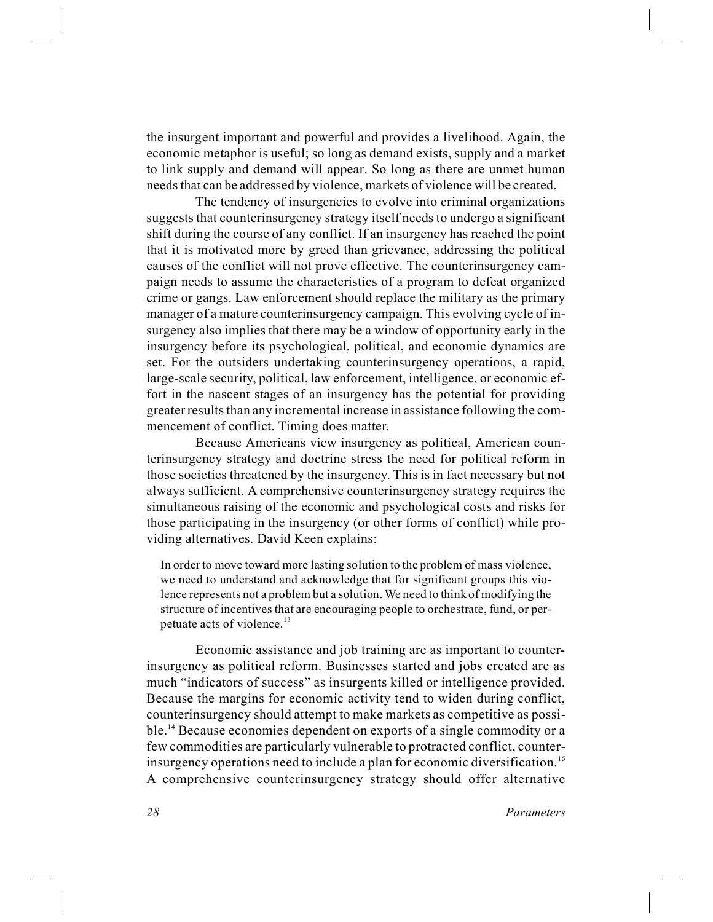the insurgent important and powerful and provides a livelihood. Again, the economic metaphor is useful; so long as demand exists, supply and a market to link supply and demand will appear. So long as there are unmet human needs that can be addressed by violence, markets of violence will be created.

The tendency of insurgencies to evolve into criminal organizations suggests that counterinsurgency strategy itself needs to undergo a significant shift during the course of any conflict. If an insurgency has reached the point that it is motivated more by greed than grievance, addressing the political causes of the conflict will not prove effective. The counterinsurgency campaign needs to assume the characteristics of a program to defeat organized crime or gangs. Law enforcement should replace the military as the primary manager of a mature counterinsurgency campaign. This evolving cycle of insurgency also implies that there may be a window of opportunity early in the insurgency before its psychological, political, and economic dynamics are set. For the outsiders undertaking counterinsurgency operations, a rapid, large-scale security, political, law enforcement, intelligence, or economic effort in the nascent stages of an insurgency has the potential for providing greater results than any incremental increase in assistance following the commencement of conflict. Timing does matter.

Because Americans view insurgency as political, American counterinsurgency strategy and doctrine stress the need for political reform in those societies threatened by the insurgency. This is in fact necessary but not always sufficient. A comprehensive counterinsurgency strategy requires the simultaneous raising of the economic and psychological costs and risks for those participating in the insurgency (or other forms of conflict) while providing alternatives. David Keen explains:

> In order to move toward more lasting solution to the problem of mass violence, we need to understand and acknowledge that for significant groups this violence represents not a problem but a solution. We need to think of modifying the structure of incentives that are encouraging people to orchestrate, fund, or perpetuate acts of violence.[13]

Economic assistance and job training are as important to counterinsurgency as political reform. Businesses started and jobs created are as much "indicators of success" as insurgents killed or intelligence provided. Because the margins for economic activity tend to widen during conflict, counterinsurgency should attempt to make markets as competitive as possible.[14] Because economies dependent on exports of a single commodity or a few commodities are particularly vulnerable to protracted conflict, counterinsurgency operations need to include a plan for economic diversification.[15] A comprehensive counterinsurgency strategy should offer alternative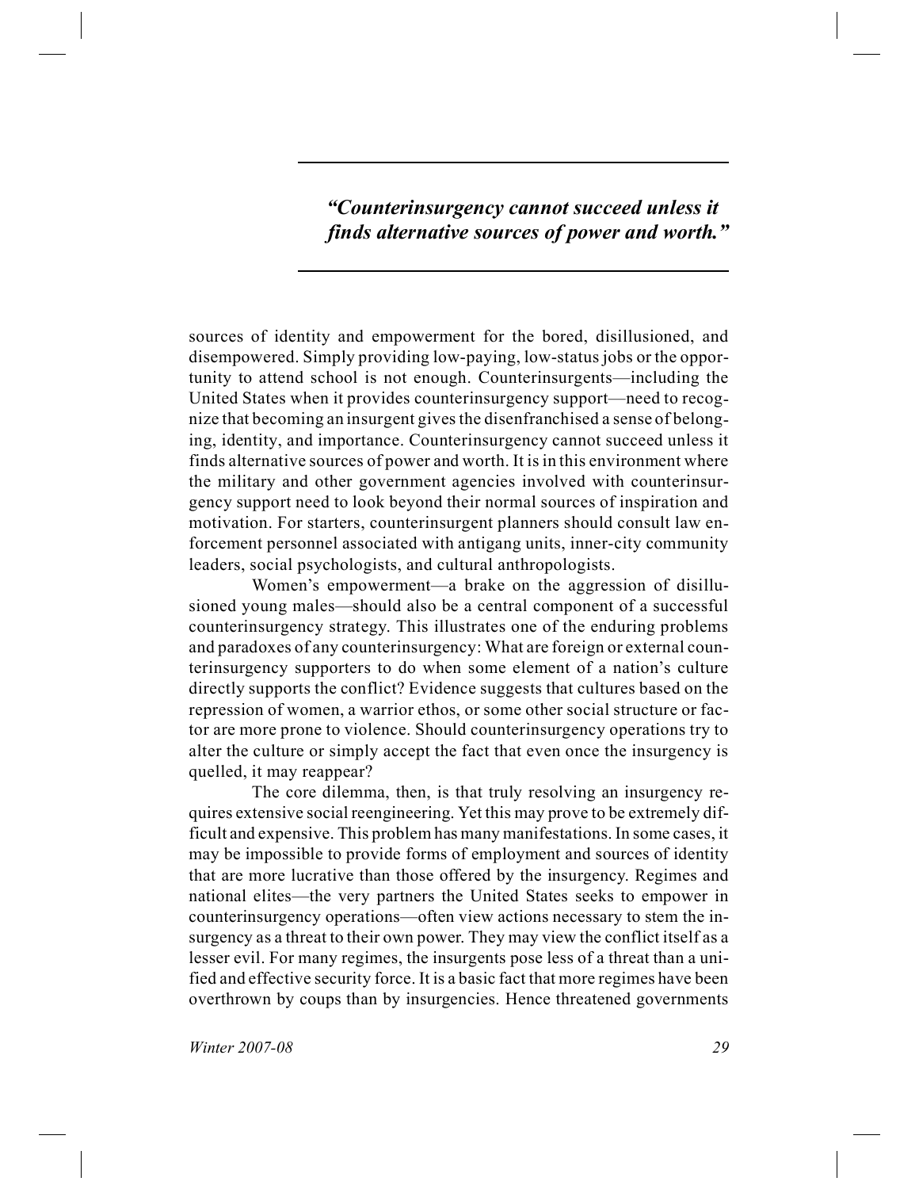> ***"Counterinsurgency cannot succeed unless it finds alternative sources of power and worth."***

sources of identity and empowerment for the bored, disillusioned, and disempowered. Simply providing low-paying, low-status jobs or the opportunity to attend school is not enough. Counterinsurgents—including the United States when it provides counterinsurgency support—need to recognize that becoming an insurgent gives the disenfranchised a sense of belonging, identity, and importance. Counterinsurgency cannot succeed unless it finds alternative sources of power and worth. It is in this environment where the military and other government agencies involved with counterinsurgency support need to look beyond their normal sources of inspiration and motivation. For starters, counterinsurgent planners should consult law enforcement personnel associated with antigang units, inner-city community leaders, social psychologists, and cultural anthropologists.

Women's empowerment—a brake on the aggression of disillusioned young males—should also be a central component of a successful counterinsurgency strategy. This illustrates one of the enduring problems and paradoxes of any counterinsurgency: What are foreign or external counterinsurgency supporters to do when some element of a nation's culture directly supports the conflict? Evidence suggests that cultures based on the repression of women, a warrior ethos, or some other social structure or factor are more prone to violence. Should counterinsurgency operations try to alter the culture or simply accept the fact that even once the insurgency is quelled, it may reappear?

The core dilemma, then, is that truly resolving an insurgency requires extensive social reengineering. Yet this may prove to be extremely difficult and expensive. This problem has many manifestations. In some cases, it may be impossible to provide forms of employment and sources of identity that are more lucrative than those offered by the insurgency. Regimes and national elites—the very partners the United States seeks to empower in counterinsurgency operations—often view actions necessary to stem the insurgency as a threat to their own power. They may view the conflict itself as a lesser evil. For many regimes, the insurgents pose less of a threat than a unified and effective security force. It is a basic fact that more regimes have been overthrown by coups than by insurgencies. Hence threatened governments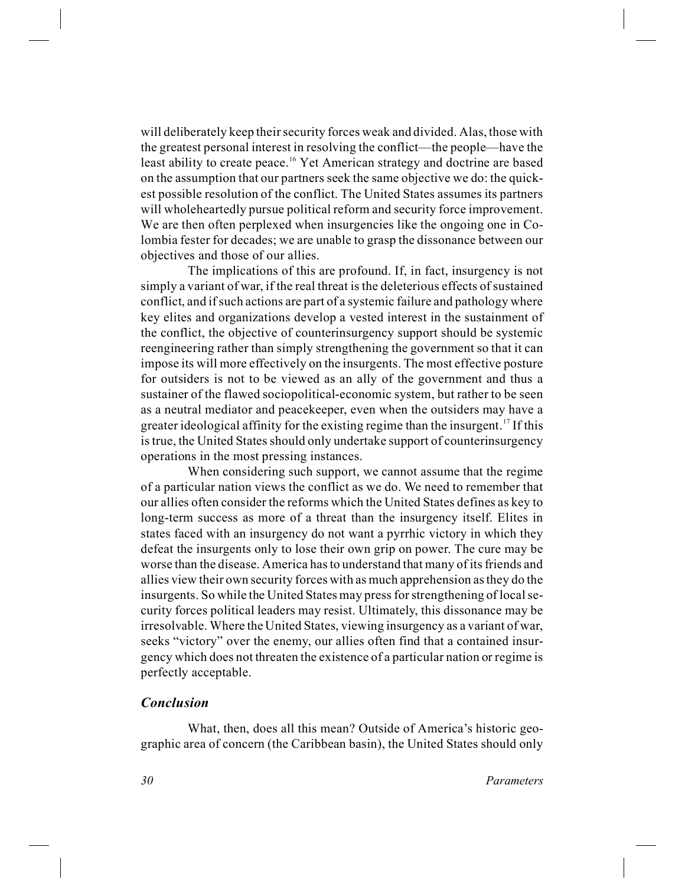will deliberately keep their security forces weak and divided. Alas, those with the greatest personal interest in resolving the conflict—the people—have the least ability to create peace.[16] Yet American strategy and doctrine are based on the assumption that our partners seek the same objective we do: the quickest possible resolution of the conflict. The United States assumes its partners will wholeheartedly pursue political reform and security force improvement. We are then often perplexed when insurgencies like the ongoing one in Colombia fester for decades; we are unable to grasp the dissonance between our objectives and those of our allies.

The implications of this are profound. If, in fact, insurgency is not simply a variant of war, if the real threat is the deleterious effects of sustained conflict, and if such actions are part of a systemic failure and pathology where key elites and organizations develop a vested interest in the sustainment of the conflict, the objective of counterinsurgency support should be systemic reengineering rather than simply strengthening the government so that it can impose its will more effectively on the insurgents. The most effective posture for outsiders is not to be viewed as an ally of the government and thus a sustainer of the flawed sociopolitical-economic system, but rather to be seen as a neutral mediator and peacekeeper, even when the outsiders may have a greater ideological affinity for the existing regime than the insurgent.[17] If this is true, the United States should only undertake support of counterinsurgency operations in the most pressing instances.

When considering such support, we cannot assume that the regime of a particular nation views the conflict as we do. We need to remember that our allies often consider the reforms which the United States defines as key to long-term success as more of a threat than the insurgency itself. Elites in states faced with an insurgency do not want a pyrrhic victory in which they defeat the insurgents only to lose their own grip on power. The cure may be worse than the disease. America has to understand that many of its friends and allies view their own security forces with as much apprehension as they do the insurgents. So while the United States may press for strengthening of local security forces political leaders may resist. Ultimately, this dissonance may be irresolvable. Where the United States, viewing insurgency as a variant of war, seeks "victory" over the enemy, our allies often find that a contained insurgency which does not threaten the existence of a particular nation or regime is perfectly acceptable.

## *Conclusion*

What, then, does all this mean? Outside of America's historic geographic area of concern (the Caribbean basin), the United States should only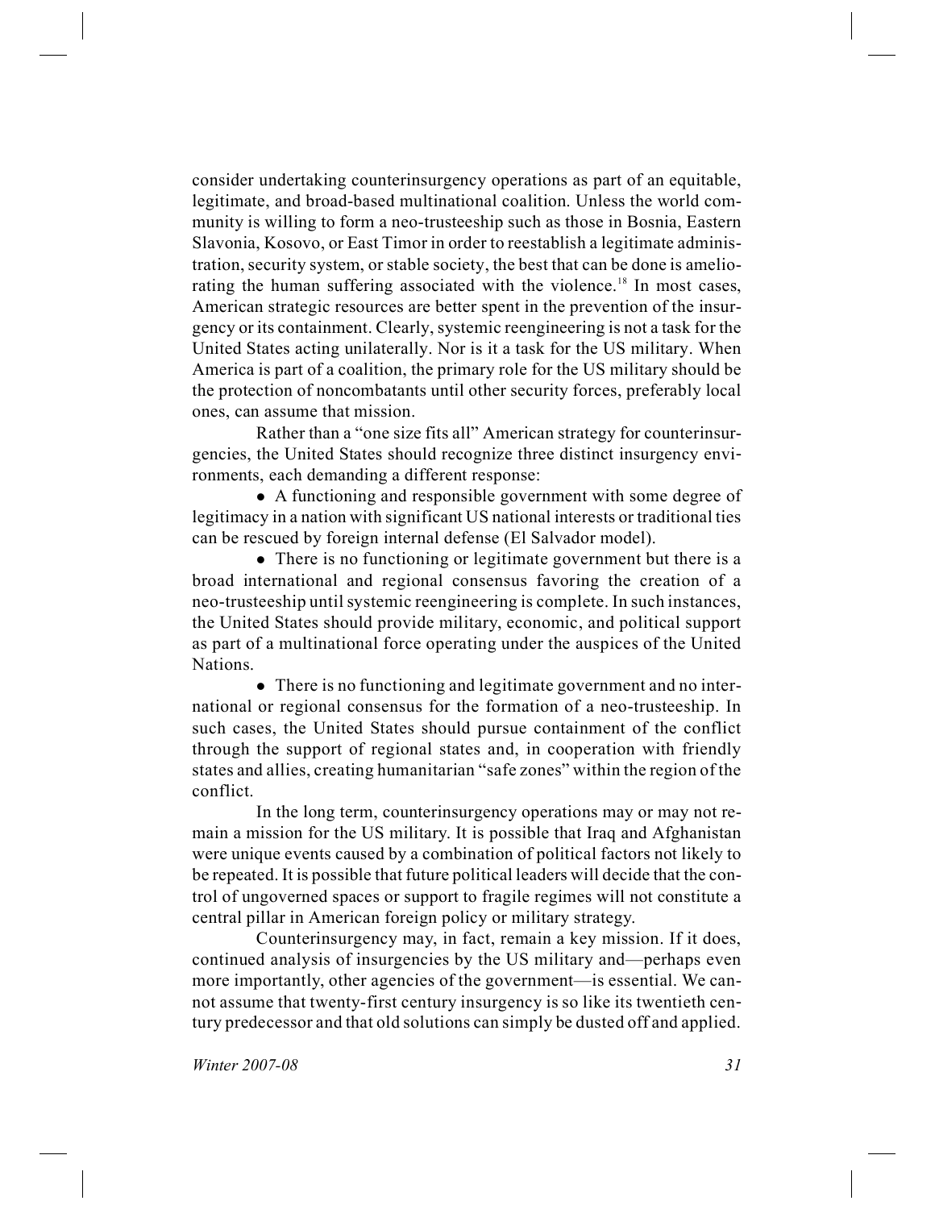consider undertaking counterinsurgency operations as part of an equitable, legitimate, and broad-based multinational coalition. Unless the world community is willing to form a neo-trusteeship such as those in Bosnia, Eastern Slavonia, Kosovo, or East Timor in order to reestablish a legitimate administration, security system, or stable society, the best that can be done is ameliorating the human suffering associated with the violence.[18] In most cases, American strategic resources are better spent in the prevention of the insurgency or its containment. Clearly, systemic reengineering is not a task for the United States acting unilaterally. Nor is it a task for the US military. When America is part of a coalition, the primary role for the US military should be the protection of noncombatants until other security forces, preferably local ones, can assume that mission.

Rather than a "one size fits all" American strategy for counterinsurgencies, the United States should recognize three distinct insurgency environments, each demanding a different response:

- A functioning and responsible government with some degree of legitimacy in a nation with significant US national interests or traditional ties can be rescued by foreign internal defense (El Salvador model).
- There is no functioning or legitimate government but there is a broad international and regional consensus favoring the creation of a neo-trusteeship until systemic reengineering is complete. In such instances, the United States should provide military, economic, and political support as part of a multinational force operating under the auspices of the United Nations.
- There is no functioning and legitimate government and no international or regional consensus for the formation of a neo-trusteeship. In such cases, the United States should pursue containment of the conflict through the support of regional states and, in cooperation with friendly states and allies, creating humanitarian "safe zones" within the region of the conflict.

In the long term, counterinsurgency operations may or may not remain a mission for the US military. It is possible that Iraq and Afghanistan were unique events caused by a combination of political factors not likely to be repeated. It is possible that future political leaders will decide that the control of ungoverned spaces or support to fragile regimes will not constitute a central pillar in American foreign policy or military strategy.

Counterinsurgency may, in fact, remain a key mission. If it does, continued analysis of insurgencies by the US military and—perhaps even more importantly, other agencies of the government—is essential. We cannot assume that twenty-first century insurgency is so like its twentieth century predecessor and that old solutions can simply be dusted off and applied.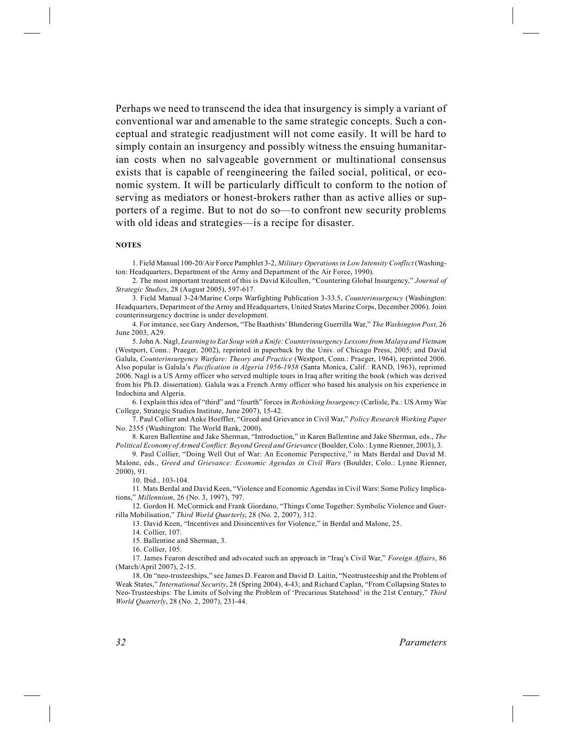Perhaps we need to transcend the idea that insurgency is simply a variant of conventional war and amenable to the same strategic concepts. Such a conceptual and strategic readjustment will not come easily. It will be hard to simply contain an insurgency and possibly witness the ensuing humanitarian costs when no salvageable government or multinational consensus exists that is capable of reengineering the failed social, political, or economic system. It will be particularly difficult to conform to the notion of serving as mediators or honest-brokers rather than as active allies or supporters of a regime. But to not do so—to confront new security problems with old ideas and strategies—is a recipe for disaster.

**NOTES**

1. Field Manual 100-20/Air Force Pamphlet 3-2, *Military Operations in Low Intensity Conflict* (Washington: Headquarters, Department of the Army and Department of the Air Force, 1990).

2. The most important treatment of this is David Kilcullen, "Countering Global Insurgency," *Journal of Strategic Studies*, 28 (August 2005), 597-617.

3. Field Manual 3-24/Marine Corps Warfighting Publication 3-33.5, *Counterinsurgency* (Washington: Headquarters, Department of the Army and Headquarters, United States Marine Corps, December 2006). Joint counterinsurgency doctrine is under development.

4. For instance, see Gary Anderson, "The Baathists' Blundering Guerrilla War," *The Washington Post*, 26 June 2003, A29.

5. John A. Nagl, *Learning to Eat Soup with a Knife: Counterinsurgency Lessons from Malaya and Vietnam* (Westport, Conn.: Praeger, 2002), reprinted in paperback by the Univ. of Chicago Press, 2005; and David Galula, *Counterinsurgency Warfare: Theory and Practice* (Westport, Conn.: Praeger, 1964), reprinted 2006. Also popular is Galula's *Pacification in Algeria 1956-1958* (Santa Monica, Calif.: RAND, 1963), reprinted 2006. Nagl is a US Army officer who served multiple tours in Iraq after writing the book (which was derived from his Ph.D. dissertation). Galula was a French Army officer who based his analysis on his experience in Indochina and Algeria.

6. I explain this idea of "third" and "fourth" forces in *Rethinking Insurgency* (Carlisle, Pa.: US Army War College, Strategic Studies Institute, June 2007), 15-42.

7. Paul Collier and Anke Hoeffler, "Greed and Grievance in Civil War," *Policy Research Working Paper* No. 2355 (Washington: The World Bank, 2000).

8. Karen Ballentine and Jake Sherman, "Introduction," in Karen Ballentine and Jake Sherman, eds., *The Political Economy of Armed Conflict: Beyond Greed and Grievance* (Boulder, Colo.: Lynne Rienner, 2003), 3.

9. Paul Collier, "Doing Well Out of War: An Economic Perspective," in Mats Berdal and David M. Malone, eds., *Greed and Grievance: Economic Agendas in Civil Wars* (Boulder, Colo.: Lynne Rienner, 2000), 91.

10. Ibid., 103-104.

11. Mats Berdal and David Keen, "Violence and Economic Agendas in Civil Wars: Some Policy Implications," *Millennium*, 26 (No. 3, 1997), 797.

12. Gordon H. McCormick and Frank Giordano, "Things Come Together: Symbolic Violence and Guerrilla Mobilisation," *Third World Quarterly*, 28 (No. 2, 2007), 312.

13. David Keen, "Incentives and Disincentives for Violence," in Berdal and Malone, 25.

14. Collier, 107.

15. Ballentine and Sherman, 3.

16. Collier, 105.

17. James Fearon described and advocated such an approach in "Iraq's Civil War," *Foreign Affairs*, 86 (March/April 2007), 2-15.

18. On "neo-trusteeships," see James D. Fearon and David D. Laitin, "Neotrusteeship and the Problem of Weak States," *International Security*, 28 (Spring 2004), 4-43; and Richard Caplan, "From Collapsing States to Neo-Trusteeships: The Limits of Solving the Problem of 'Precarious Statehood' in the 21st Century," *Third World Quarterly*, 28 (No. 2, 2007), 231-44.